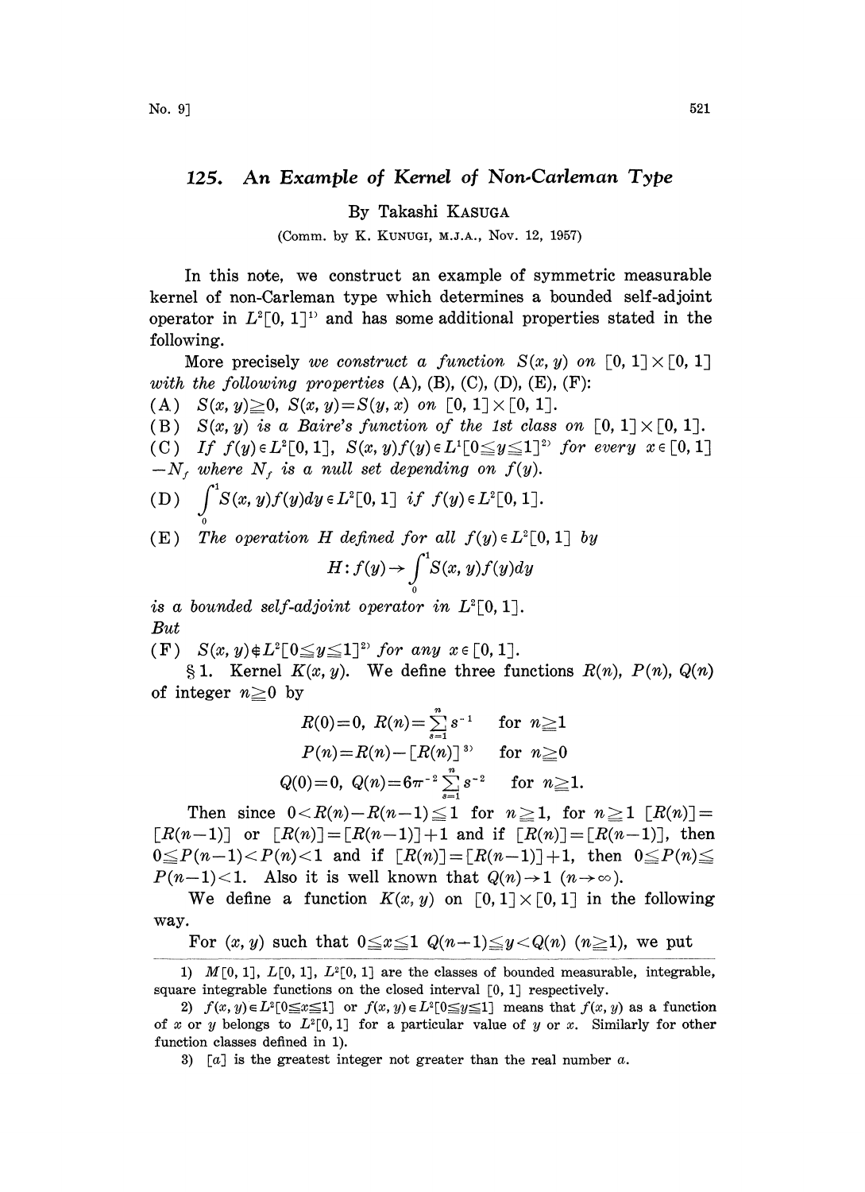# 125. An Example of Kernel of Non-Carleman Type

By Takashi KASUGA

(Comm. by K. KUNUGI, M.J.A., Nov. 12, 1957)

In this note, we construct an example of symmetric measurable kernel of non-Carleman type which determines a bounded self-adjoint operator in $L^2[0, 1]$[1] and has some additional properties stated in the following.

More precisely *we construct a function* $S(x, y)$ *on* $[0, 1]\times[0, 1]$ *with the following properties* (A), (B), (C), (D), (E), (F):

(A) $S(x, y)\geqq 0$, $S(x, y)=S(y, x)$ *on* $[0, 1]\times[0, 1]$.

(B) $S(x, y)$ *is a Baire's function of the 1st class on* $[0, 1]\times[0, 1]$.

(C) *If* $f(y)\in L^2[0, 1]$, $S(x, y)f(y)\in L^1[0\leqq y\leqq 1]$[2] *for every* $x\in[0, 1]-N_f$ *where* $N_f$ *is a null set depending on* $f(y)$.

(D) $\int_0^1 S(x, y)f(y)dy\in L^2[0, 1]$ *if* $f(y)\in L^2[0, 1]$.

(E) *The operation* $H$ *defined for all* $f(y)\in L^2[0, 1]$ *by*

$$H: f(y)\to\int_0^1 S(x, y)f(y)dy$$

*is a bounded self-adjoint operator in* $L^2[0, 1]$.

*But*

(F) $S(x, y)\notin L^2[0\leqq y\leqq 1]$[2] *for any* $x\in[0, 1]$.

§1. Kernel $K(x, y)$. We define three functions $R(n)$, $P(n)$, $Q(n)$ of integer $n\geqq 0$ by

$$R(0)=0,\ R(n)=\sum_{s=1}^{n} s^{-1} \quad \text{for } n\geqq 1$$

$$P(n)=R(n)-[R(n)]^{3)} \quad \text{for } n\geqq 0$$

$$Q(0)=0,\ Q(n)=6\pi^{-2}\sum_{s=1}^{n} s^{-2} \quad \text{for } n\geqq 1.$$

Then since $0<R(n)-R(n-1)\leqq 1$ for $n\geqq 1$, for $n\geqq 1$ $[R(n)]=[R(n-1)]$ or $[R(n)]=[R(n-1)]+1$ and if $[R(n)]=[R(n-1)]$, then $0\leqq P(n-1)<P(n)<1$ and if $[R(n)]=[R(n-1)]+1$, then $0\leqq P(n)\leqq P(n-1)<1$. Also it is well known that $Q(n)\to 1$ $(n\to\infty)$.

We define a function $K(x, y)$ on $[0, 1]\times[0, 1]$ in the following way.

For $(x, y)$ such that $0\leqq x\leqq 1$ $Q(n-1)\leqq y<Q(n)$ $(n\geqq 1)$, we put

---

1) $M[0, 1]$, $L[0, 1]$, $L^2[0, 1]$ are the classes of bounded measurable, integrable, square integrable functions on the closed interval $[0, 1]$ respectively.

2) $f(x, y)\in L^2[0\leqq x\leqq 1]$ or $f(x, y)\in L^2[0\leqq y\leqq 1]$ means that $f(x, y)$ as a function of $x$ or $y$ belongs to $L^2[0, 1]$ for a particular value of $y$ or $x$. Similarly for other function classes defined in 1).

3) $[a]$ is the greatest integer not greater than the real number $a$.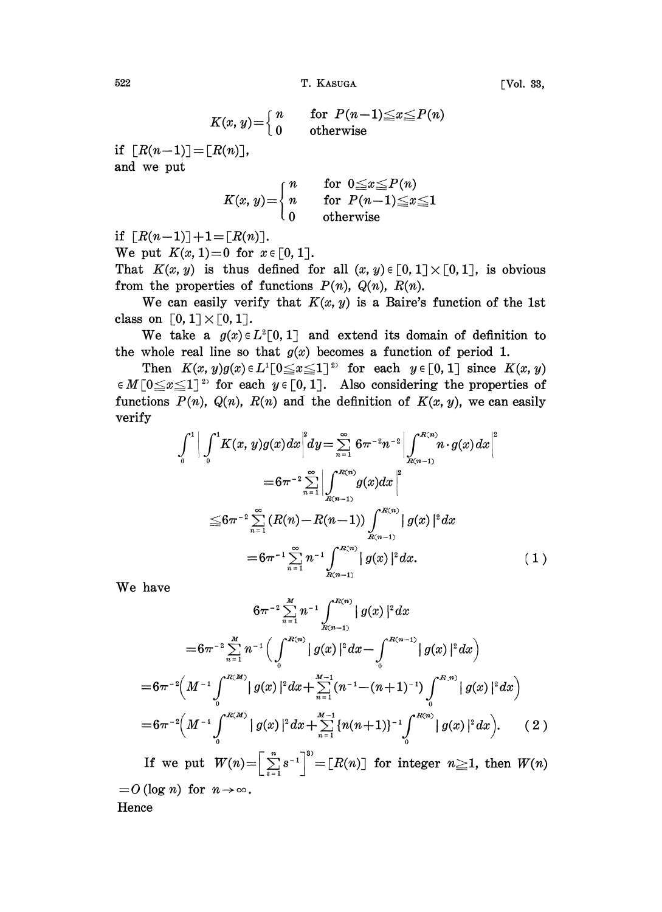$$K(x, y)=\begin{cases} n & \text{for } P(n-1)\leqq x\leqq P(n) \\ 0 & \text{otherwise} \end{cases}$$

if $[R(n-1)]=[R(n)]$,
and we put

$$K(x, y)=\begin{cases} n & \text{for } 0\leqq x\leqq P(n) \\ n & \text{for } P(n-1)\leqq x\leqq 1 \\ 0 & \text{otherwise} \end{cases}$$

if $[R(n-1)]+1=[R(n)]$.
We put $K(x, 1)=0$ for $x\in[0, 1]$.
That $K(x, y)$ is thus defined for all $(x, y)\in[0, 1]\times[0, 1]$, is obvious from the properties of functions $P(n)$, $Q(n)$, $R(n)$.

We can easily verify that $K(x, y)$ is a Baire's function of the 1st class on $[0, 1]\times[0, 1]$.

We take a $g(x)\in L^2[0, 1]$ and extend its domain of definition to the whole real line so that $g(x)$ becomes a function of period 1.

Then $K(x, y)g(x)\in L^1[0\leqq x\leqq 1]$ [2] for each $y\in[0, 1]$ since $K(x, y)\in M[0\leqq x\leqq 1]$ [2] for each $y\in[0, 1]$. Also considering the properties of functions $P(n)$, $Q(n)$, $R(n)$ and the definition of $K(x, y)$, we can easily verify

$$\begin{aligned}
\int_0^1\left|\int_0^1 K(x, y)g(x)dx\right|^2 dy &= \sum_{n=1}^{\infty} 6\pi^{-2}n^{-2}\left|\int_{R(n-1)}^{R(n)} n\cdot g(x)\,dx\right|^2 \\
&= 6\pi^{-2}\sum_{n=1}^{\infty}\left|\int_{R(n-1)}^{R(n)} g(x)dx\right|^2 \\
&\leqq 6\pi^{-2}\sum_{n=1}^{\infty}(R(n)-R(n-1))\int_{R(n-1)}^{R(n)}|g(x)|^2dx \\
&= 6\pi^{-1}\sum_{n=1}^{\infty}n^{-1}\int_{R(n-1)}^{R(n)}|g(x)|^2dx. \qquad (1)
\end{aligned}$$

We have

$$\begin{aligned}
&6\pi^{-2}\sum_{n=1}^{M}n^{-1}\int_{R(n-1)}^{R(n)}|g(x)|^2dx \\
&=6\pi^{-2}\sum_{n=1}^{M}n^{-1}\left(\int_0^{R(n)}|g(x)|^2dx-\int_0^{R(n-1)}|g(x)|^2dx\right) \\
&=6\pi^{-2}\left(M^{-1}\int_0^{R(M)}|g(x)|^2dx+\sum_{n=1}^{M-1}(n^{-1}-(n+1)^{-1})\int_0^{R(n)}|g(x)|^2dx\right) \\
&=6\pi^{-2}\left(M^{-1}\int_0^{R(M)}|g(x)|^2dx+\sum_{n=1}^{M-1}\{n(n+1)\}^{-1}\int_0^{R(n)}|g(x)|^2dx\right). \qquad (2)
\end{aligned}$$

If we put $W(n)=\left[\sum_{s=1}^{n}s^{-1}\right]$ [3] $=[R(n)]$ for integer $n\geqq 1$, then $W(n)=O(\log n)$ for $n\to\infty$.
Hence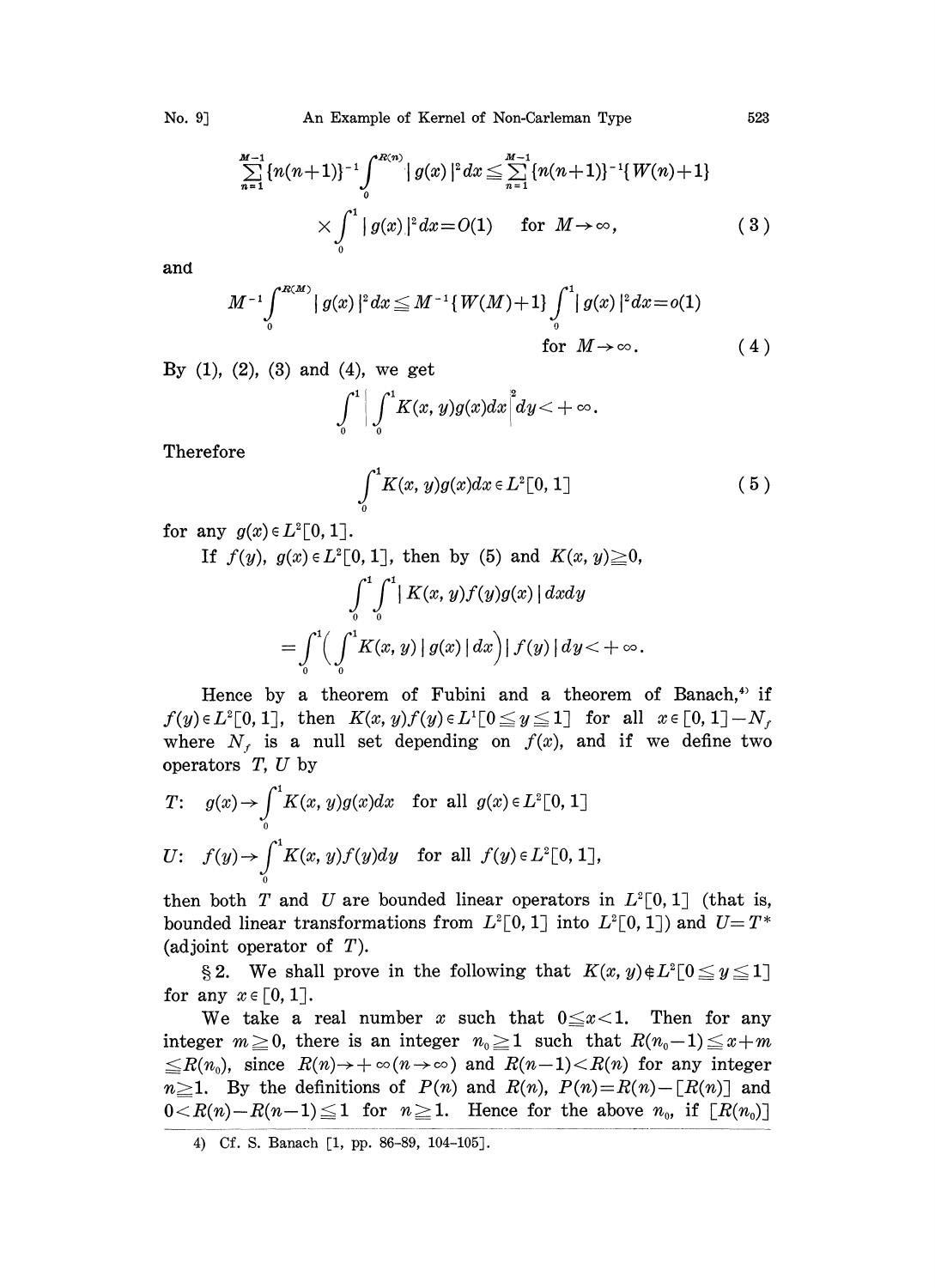$$\sum_{n=1}^{M-1}\{n(n+1)\}^{-1}\int_0^{R(n)}|g(x)|^2dx \leqq \sum_{n=1}^{M-1}\{n(n+1)\}^{-1}\{W(n)+1\}$$
$$\times\int_0^1 |g(x)|^2dx = O(1) \quad \text{for } M\to\infty, \tag{3}$$

and

$$M^{-1}\int_0^{R(M)}|g(x)|^2dx \leqq M^{-1}\{W(M)+1\}\int_0^1|g(x)|^2dx = o(1)$$
$$\text{for } M\to\infty. \tag{4}$$

By (1), (2), (3) and (4), we get

$$\int_0^1\left|\int_0^1 K(x, y)g(x)dx\right|^2 dy < +\infty.$$

Therefore

$$\int_0^1 K(x, y)g(x)dx \in L^2[0, 1] \tag{5}$$

for any $g(x)\in L^2[0,1]$.

If $f(y)$, $g(x)\in L^2[0,1]$, then by (5) and $K(x,y)\geqq 0$,

$$\int_0^1\int_0^1 |K(x, y)f(y)g(x)|\,dxdy$$
$$=\int_0^1\Big(\int_0^1 K(x, y)\,|g(x)|\,dx\Big)|f(y)|\,dy < +\infty.$$

Hence by a theorem of Fubini and a theorem of Banach,[4] if $f(y)\in L^2[0,1]$, then $K(x,y)f(y)\in L^1[0\leqq y\leqq 1]$ for all $x\in[0,1]-N_f$ where $N_f$ is a null set depending on $f(x)$, and if we define two operators $T$, $U$ by

$$T:\quad g(x)\to\int_0^1 K(x, y)g(x)dx \quad \text{for all } g(x)\in L^2[0, 1]$$

$$U:\quad f(y)\to\int_0^1 K(x, y)f(y)dy \quad \text{for all } f(y)\in L^2[0, 1],$$

then both $T$ and $U$ are bounded linear operators in $L^2[0,1]$ (that is, bounded linear transformations from $L^2[0,1]$ into $L^2[0,1]$) and $U=T^*$ (adjoint operator of $T$).

§ 2. We shall prove in the following that $K(x,y)\notin L^2[0\leqq y\leqq 1]$ for any $x\in[0,1]$.

We take a real number $x$ such that $0\leqq x<1$. Then for any integer $m\geqq 0$, there is an integer $n_0\geqq 1$ such that $R(n_0-1)\leqq x+m \leqq R(n_0)$, since $R(n)\to+\infty\,(n\to\infty)$ and $R(n-1)<R(n)$ for any integer $n\geqq 1$. By the definitions of $P(n)$ and $R(n)$, $P(n)=R(n)-[R(n)]$ and $0<R(n)-R(n-1)\leqq 1$ for $n\geqq 1$. Hence for the above $n_0$, if $[R(n_0)]$

4) Cf. S. Banach [1, pp. 86–89, 104–105].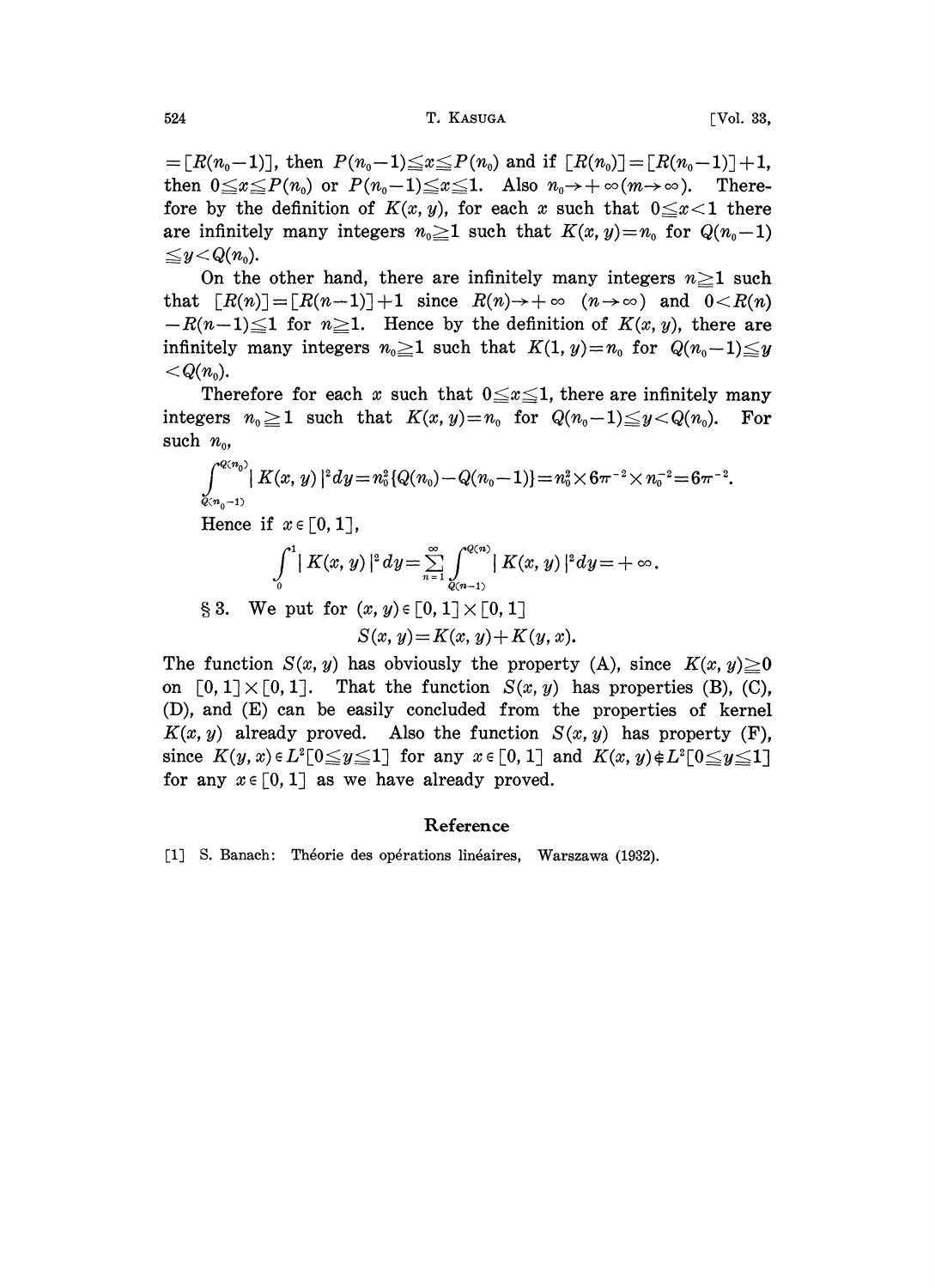$=[R(n_0-1)]$, then $P(n_0-1)\leqq x\leqq P(n_0)$ and if $[R(n_0)]=[R(n_0-1)]+1$, then $0\leqq x\leqq P(n_0)$ or $P(n_0-1)\leqq x\leqq 1$. Also $n_0\to+\infty\,(m\to\infty)$. Therefore by the definition of $K(x, y)$, for each $x$ such that $0\leqq x<1$ there are infinitely many integers $n_0\geqq 1$ such that $K(x, y)=n_0$ for $Q(n_0-1)\leqq y<Q(n_0)$.

On the other hand, there are infinitely many integers $n\geqq 1$ such that $[R(n)]=[R(n-1)]+1$ since $R(n)\to+\infty\ (n\to\infty)$ and $0<R(n)-R(n-1)\leqq 1$ for $n\geqq 1$. Hence by the definition of $K(x, y)$, there are infinitely many integers $n_0\geqq 1$ such that $K(1, y)=n_0$ for $Q(n_0-1)\leqq y<Q(n_0)$.

Therefore for each $x$ such that $0\leqq x\leqq 1$, there are infinitely many integers $n_0\geqq 1$ such that $K(x, y)=n_0$ for $Q(n_0-1)\leqq y<Q(n_0)$. For such $n_0$,

$$\int_{Q(n_0-1)}^{Q(n_0)}|K(x, y)|^2dy=n_0^2\{Q(n_0)-Q(n_0-1)\}=n_0^2\times 6\pi^{-2}\times n_0^{-2}=6\pi^{-2}.$$

Hence if $x\in[0, 1]$,

$$\int_0^1|K(x, y)|^2dy=\sum_{n=1}^{\infty}\int_{Q(n-1)}^{Q(n)}|K(x, y)|^2dy=+\infty.$$

§ 3. We put for $(x, y)\in[0, 1]\times[0, 1]$

$$S(x, y)=K(x, y)+K(y, x).$$

The function $S(x, y)$ has obviously the property (A), since $K(x, y)\geqq 0$ on $[0, 1]\times[0, 1]$. That the function $S(x, y)$ has properties (B), (C), (D), and (E) can be easily concluded from the properties of kernel $K(x, y)$ already proved. Also the function $S(x, y)$ has property (F), since $K(y, x)\in L^2[0\leqq y\leqq 1]$ for any $x\in[0, 1]$ and $K(x, y)\notin L^2[0\leqq y\leqq 1]$ for any $x\in[0, 1]$ as we have already proved.

## Reference

[1] S. Banach: Théorie des opérations linéaires, Warszawa (1932).